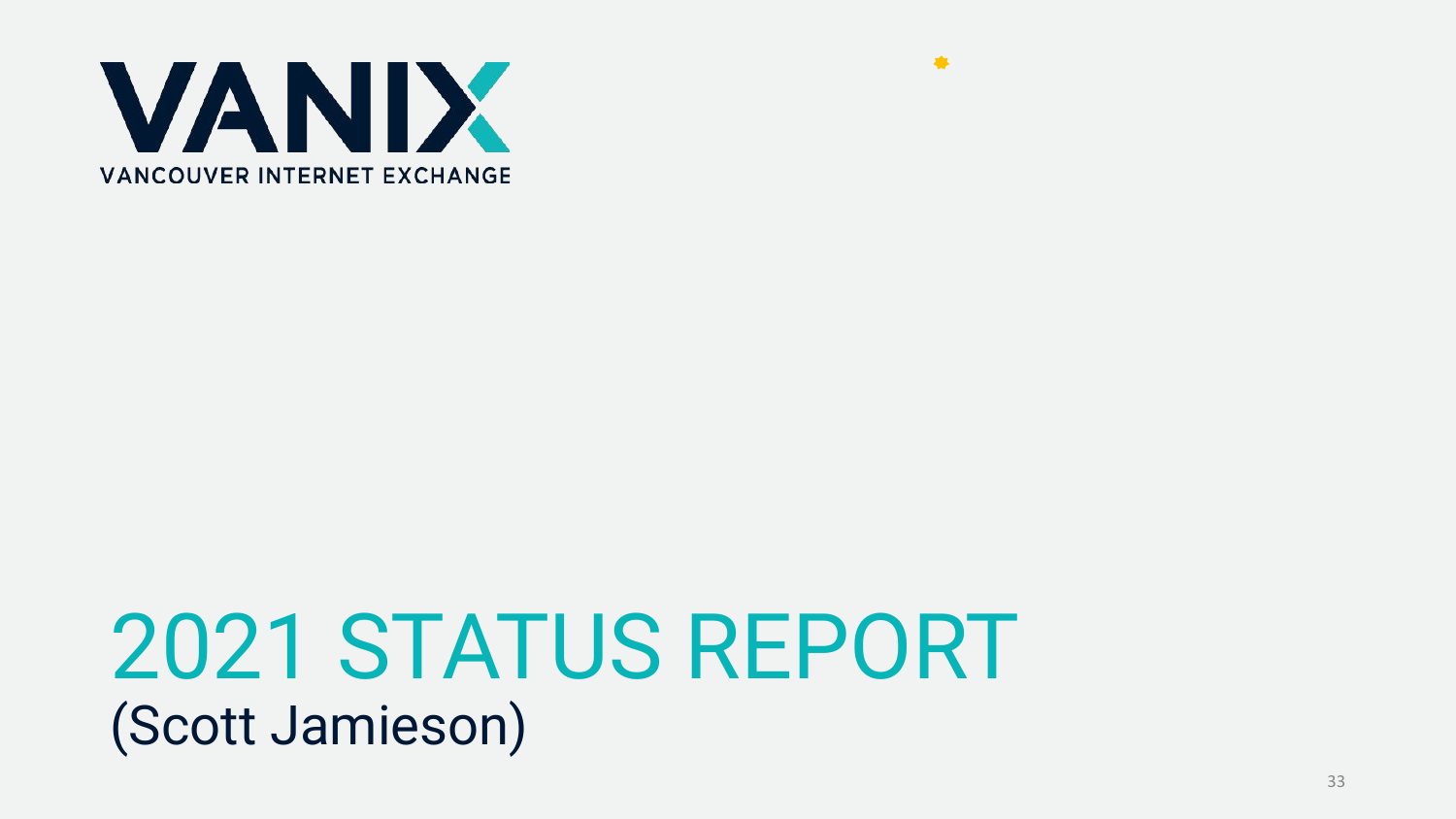VANIX

VANCOUVER INTERNET EXCHANGE

# 2021 STATUS REPORT

(Scott Jamieson)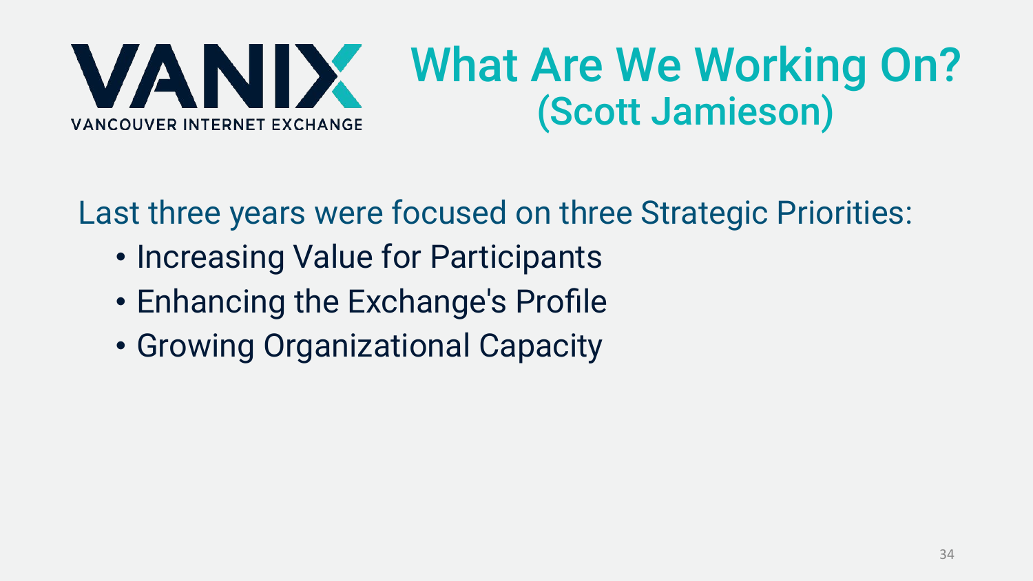VANIX
VANCOUVER INTERNET EXCHANGE

# What Are We Working On?
## (Scott Jamieson)

Last three years were focused on three Strategic Priorities:

- Increasing Value for Participants
- Enhancing the Exchange's Profile
- Growing Organizational Capacity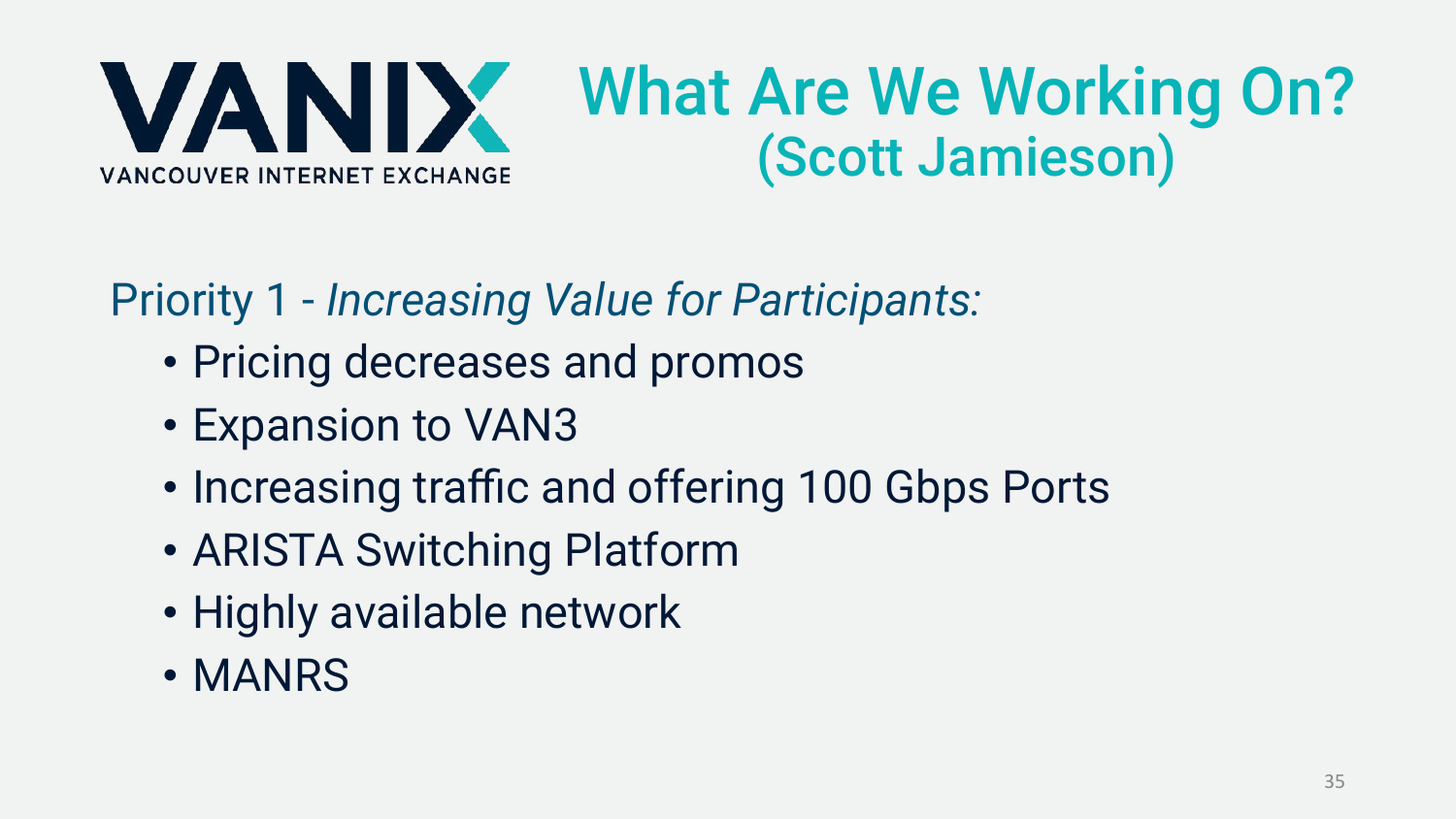VANIX
VANCOUVER INTERNET EXCHANGE

# What Are We Working On?
## (Scott Jamieson)

Priority 1 - *Increasing Value for Participants:*

- Pricing decreases and promos
- Expansion to VAN3
- Increasing traffic and offering 100 Gbps Ports
- ARISTA Switching Platform
- Highly available network
- MANRS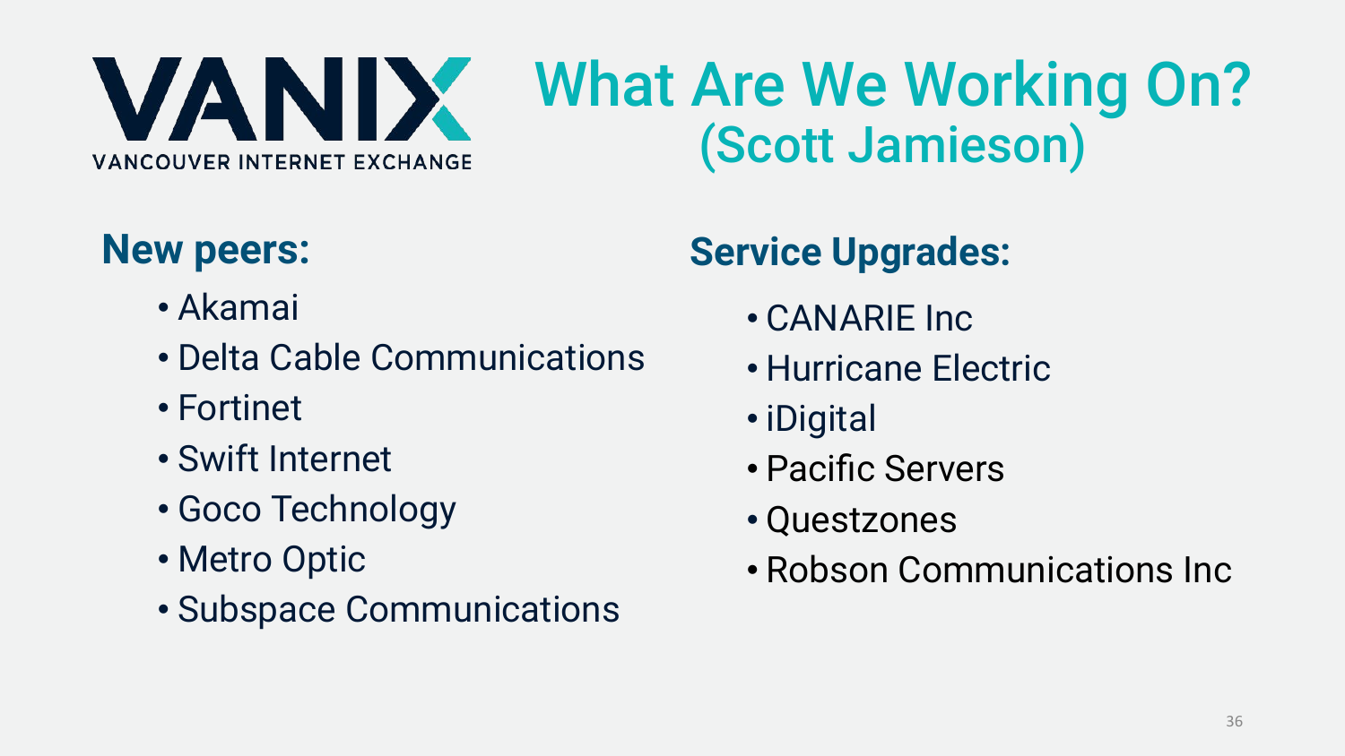VANIX

VANCOUVER INTERNET EXCHANGE

# What Are We Working On?
## (Scott Jamieson)

### New peers:

- Akamai
- Delta Cable Communications
- Fortinet
- Swift Internet
- Goco Technology
- Metro Optic
- Subspace Communications

### Service Upgrades:

- CANARIE Inc
- Hurricane Electric
- iDigital
- Pacific Servers
- Questzones
- Robson Communications Inc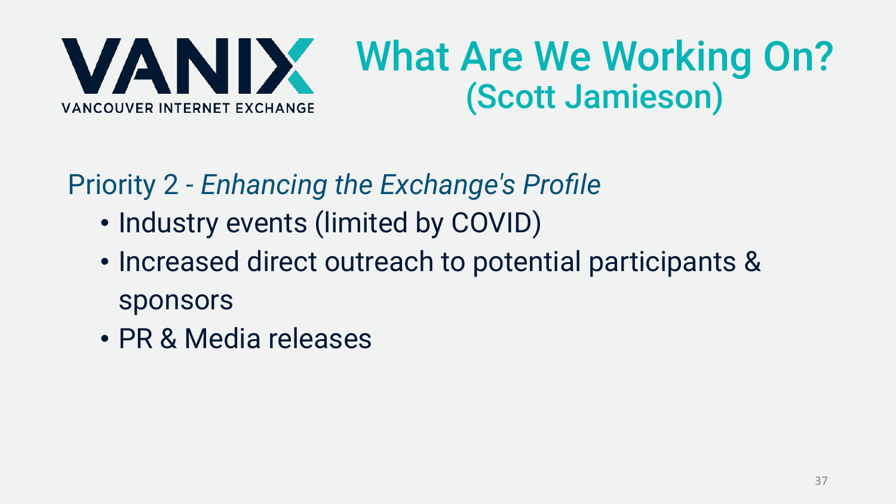VANIX
VANCOUVER INTERNET EXCHANGE

# What Are We Working On?
## (Scott Jamieson)

Priority 2 - *Enhancing the Exchange's Profile*

- Industry events (limited by COVID)
- Increased direct outreach to potential participants & sponsors
- PR & Media releases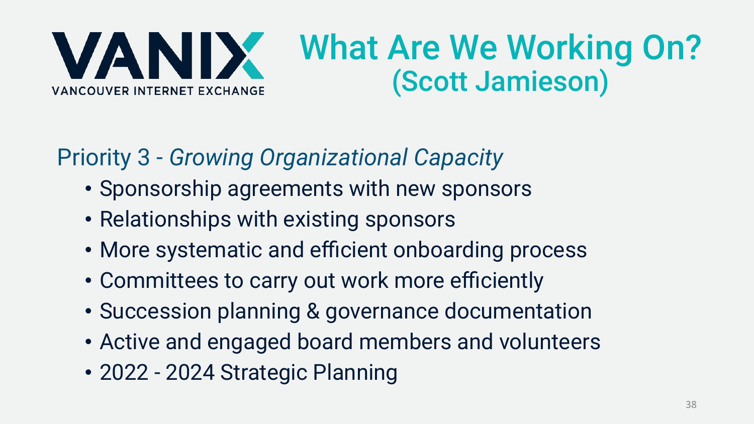VANIX
VANCOUVER INTERNET EXCHANGE

# What Are We Working On?
## (Scott Jamieson)

### Priority 3 - *Growing Organizational Capacity*

- Sponsorship agreements with new sponsors
- Relationships with existing sponsors
- More systematic and efficient onboarding process
- Committees to carry out work more efficiently
- Succession planning & governance documentation
- Active and engaged board members and volunteers
- 2022 - 2024 Strategic Planning